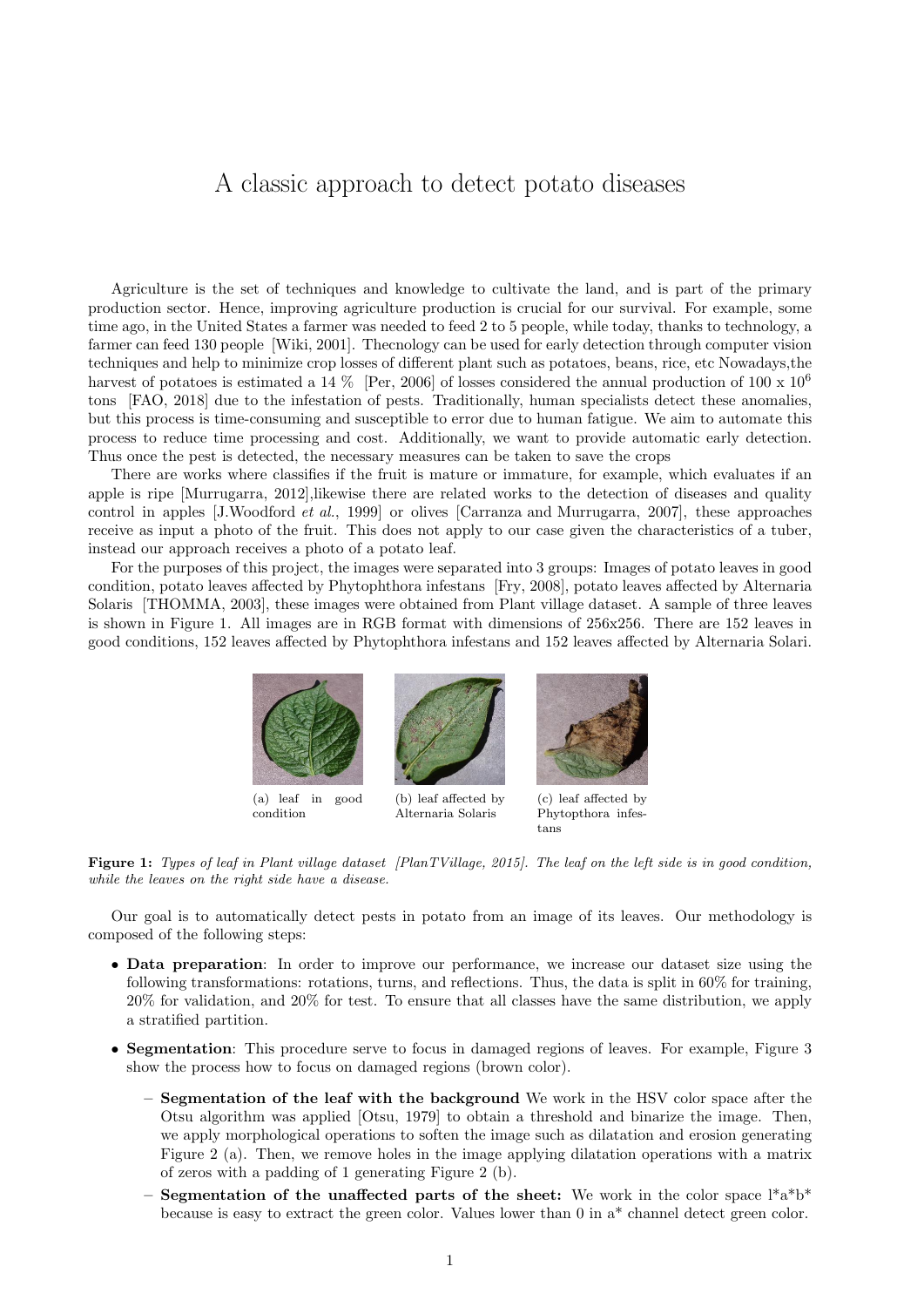# A classic approach to detect potato diseases

Agriculture is the set of techniques and knowledge to cultivate the land, and is part of the primary production sector. Hence, improving agriculture production is crucial for our survival. For example, some time ago, in the United States a farmer was needed to feed 2 to 5 people, while today, thanks to technology, a farmer can feed 130 people [Wiki, 2001]. Thecnology can be used for early detection through computer vision techniques and help to minimize crop losses of different plant such as potatoes, beans, rice, etc Nowadays,the harvest of potatoes is estimated a 14 % [Per, 2006] of losses considered the annual production of 100 x $10^6$ tons [FAO, 2018] due to the infestation of pests. Traditionally, human specialists detect these anomalies, but this process is time-consuming and susceptible to error due to human fatigue. We aim to automate this process to reduce time processing and cost. Additionally, we want to provide automatic early detection. Thus once the pest is detected, the necessary measures can be taken to save the crops

There are works where classifies if the fruit is mature or immature, for example, which evaluates if an apple is ripe [Murrugarra, 2012],likewise there are related works to the detection of diseases and quality control in apples [J.Woodford *et al.*, 1999] or olives [Carranza and Murrugarra, 2007], these approaches receive as input a photo of the fruit. This does not apply to our case given the characteristics of a tuber, instead our approach receives a photo of a potato leaf.

For the purposes of this project, the images were separated into 3 groups: Images of potato leaves in good condition, potato leaves affected by Phytophthora infestans [Fry, 2008], potato leaves affected by Alternaria Solaris [THOMMA, 2003], these images were obtained from Plant village dataset. A sample of three leaves is shown in Figure 1. All images are in RGB format with dimensions of 256x256. There are 152 leaves in good conditions, 152 leaves affected by Phytophthora infestans and 152 leaves affected by Alternaria Solari.

(a) leaf in good condition

(b) leaf affected by Alternaria Solaris

(c) leaf affected by Phytopthora infestans

**Figure 1:** *Types of leaf in Plant village dataset [PlanTVillage, 2015]. The leaf on the left side is in good condition, while the leaves on the right side have a disease.*

Our goal is to automatically detect pests in potato from an image of its leaves. Our methodology is composed of the following steps:

- **Data preparation**: In order to improve our performance, we increase our dataset size using the following transformations: rotations, turns, and reflections. Thus, the data is split in 60% for training, 20% for validation, and 20% for test. To ensure that all classes have the same distribution, we apply a stratified partition.
- **Segmentation**: This procedure serve to focus in damaged regions of leaves. For example, Figure 3 show the process how to focus on damaged regions (brown color).
  - **Segmentation of the leaf with the background** We work in the HSV color space after the Otsu algorithm was applied [Otsu, 1979] to obtain a threshold and binarize the image. Then, we apply morphological operations to soften the image such as dilatation and erosion generating Figure 2 (a). Then, we remove holes in the image applying dilatation operations with a matrix of zeros with a padding of 1 generating Figure 2 (b).
  - **Segmentation of the unaffected parts of the sheet:** We work in the color space l\*a\*b\* because is easy to extract the green color. Values lower than 0 in a\* channel detect green color.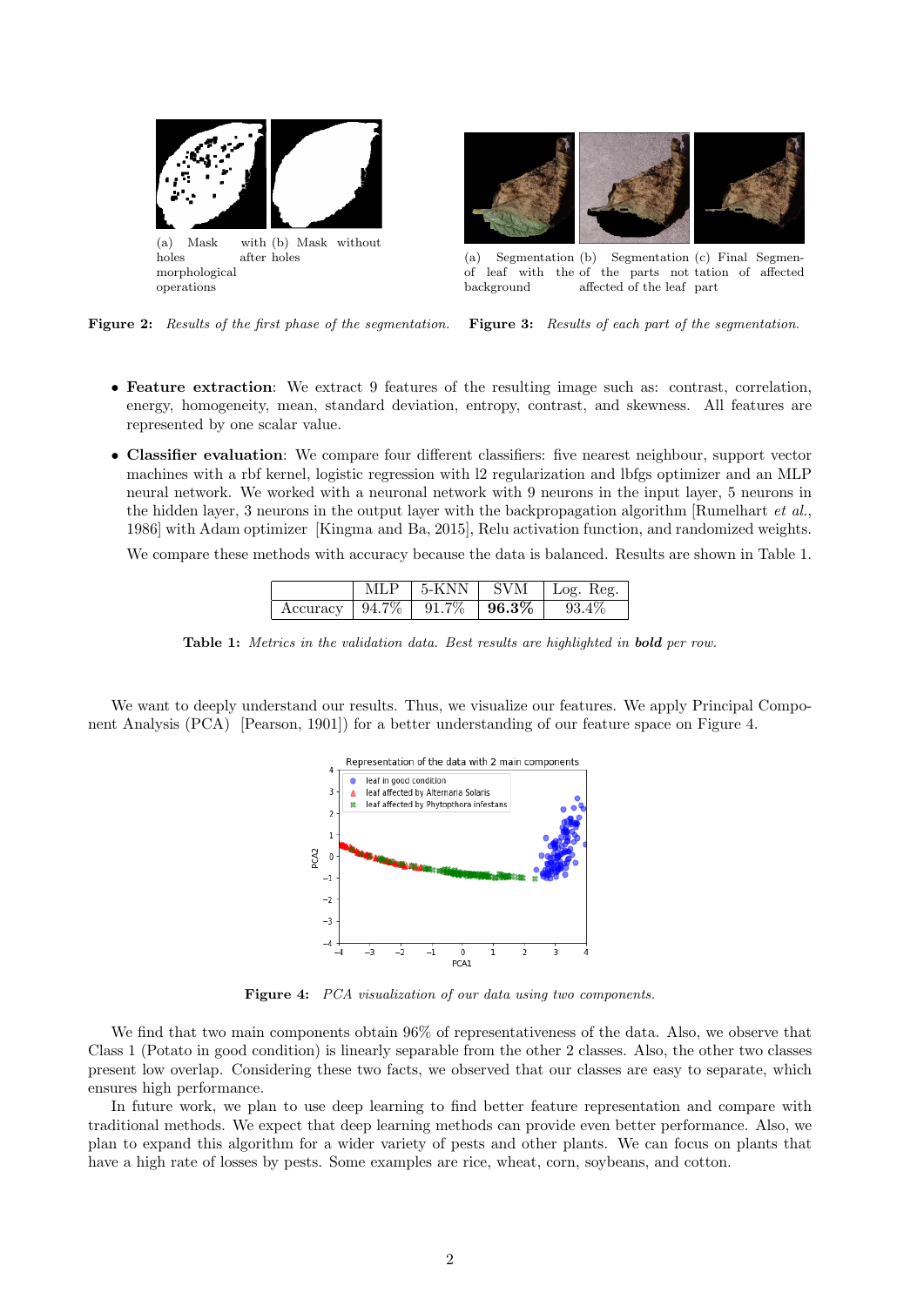(a) Mask with holes after morphological operations

(b) Mask without holes

**Figure 2:** *Results of the first phase of the segmentation.*

(a) Segmentation of leaf with background

(b) Segmentation of the parts not affected of the leaf

(c) Final Segmentation of affected part

**Figure 3:** *Results of each part of the segmentation.*

- **Feature extraction**: We extract 9 features of the resulting image such as: contrast, correlation, energy, homogeneity, mean, standard deviation, entropy, contrast, and skewness. All features are represented by one scalar value.
- **Classifier evaluation**: We compare four different classifiers: five nearest neighbour, support vector machines with a rbf kernel, logistic regression with l2 regularization and lbfgs optimizer and an MLP neural network. We worked with a neuronal network with 9 neurons in the input layer, 5 neurons in the hidden layer, 3 neurons in the output layer with the backpropagation algorithm [Rumelhart *et al.*, 1986] with Adam optimizer [Kingma and Ba, 2015], Relu activation function, and randomized weights.

  We compare these methods with accuracy because the data is balanced. Results are shown in Table 1.

| | MLP | 5-KNN | SVM | Log. Reg. |
|---|---|---|---|---|
| Accuracy | 94.7% | 91.7% | **96.3%** | 93.4% |

**Table 1:** *Metrics in the validation data. Best results are highlighted in **bold** per row.*

We want to deeply understand our results. Thus, we visualize our features. We apply Principal Component Analysis (PCA) [Pearson, 1901]) for a better understanding of our feature space on Figure 4.

**Figure 4:** *PCA visualization of our data using two components.*

We find that two main components obtain 96% of representativeness of the data. Also, we observe that Class 1 (Potato in good condition) is linearly separable from the other 2 classes. Also, the other two classes present low overlap. Considering these two facts, we observed that our classes are easy to separate, which ensures high performance.

In future work, we plan to use deep learning to find better feature representation and compare with traditional methods. We expect that deep learning methods can provide even better performance. Also, we plan to expand this algorithm for a wider variety of pests and other plants. We can focus on plants that have a high rate of losses by pests. Some examples are rice, wheat, corn, soybeans, and cotton.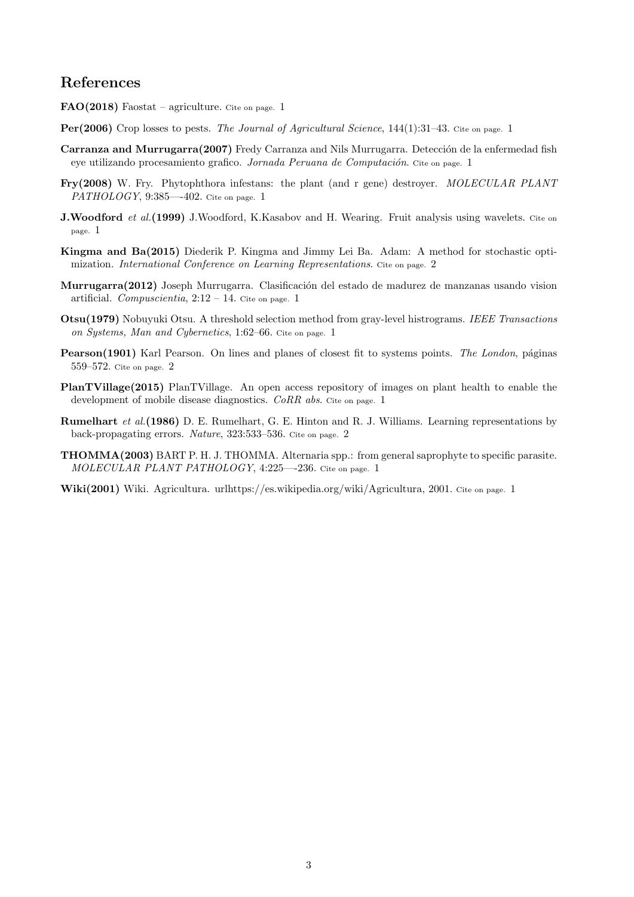## References

**FAO(2018)** Faostat – agriculture. Cite on page. 1

**Per(2006)** Crop losses to pests. *The Journal of Agricultural Science*, 144(1):31–43. Cite on page. 1

**Carranza and Murrugarra(2007)** Fredy Carranza and Nils Murrugarra. Detección de la enfermedad fish eye utilizando procesamiento grafico. *Jornada Peruana de Computación*. Cite on page. 1

**Fry(2008)** W. Fry. Phytophthora infestans: the plant (and r gene) destroyer. *MOLECULAR PLANT PATHOLOGY*, 9:385—-402. Cite on page. 1

**J.Woodford** *et al.***(1999)** J.Woodford, K.Kasabov and H. Wearing. Fruit analysis using wavelets. Cite on page. 1

**Kingma and Ba(2015)** Diederik P. Kingma and Jimmy Lei Ba. Adam: A method for stochastic optimization. *International Conference on Learning Representations*. Cite on page. 2

**Murrugarra(2012)** Joseph Murrugarra. Clasificación del estado de madurez de manzanas usando vision artificial. *Compuscientia*, 2:12 – 14. Cite on page. 1

**Otsu(1979)** Nobuyuki Otsu. A threshold selection method from gray-level histrograms. *IEEE Transactions on Systems, Man and Cybernetics*, 1:62–66. Cite on page. 1

**Pearson(1901)** Karl Pearson. On lines and planes of closest fit to systems points. *The London*, páginas 559–572. Cite on page. 2

**PlanTVillage(2015)** PlanTVillage. An open access repository of images on plant health to enable the development of mobile disease diagnostics. *CoRR abs*. Cite on page. 1

**Rumelhart** *et al.***(1986)** D. E. Rumelhart, G. E. Hinton and R. J. Williams. Learning representations by back-propagating errors. *Nature*, 323:533–536. Cite on page. 2

**THOMMA(2003)** BART P. H. J. THOMMA. Alternaria spp.: from general saprophyte to specific parasite. *MOLECULAR PLANT PATHOLOGY*, 4:225—-236. Cite on page. 1

**Wiki(2001)** Wiki. Agricultura. urlhttps://es.wikipedia.org/wiki/Agricultura, 2001. Cite on page. 1